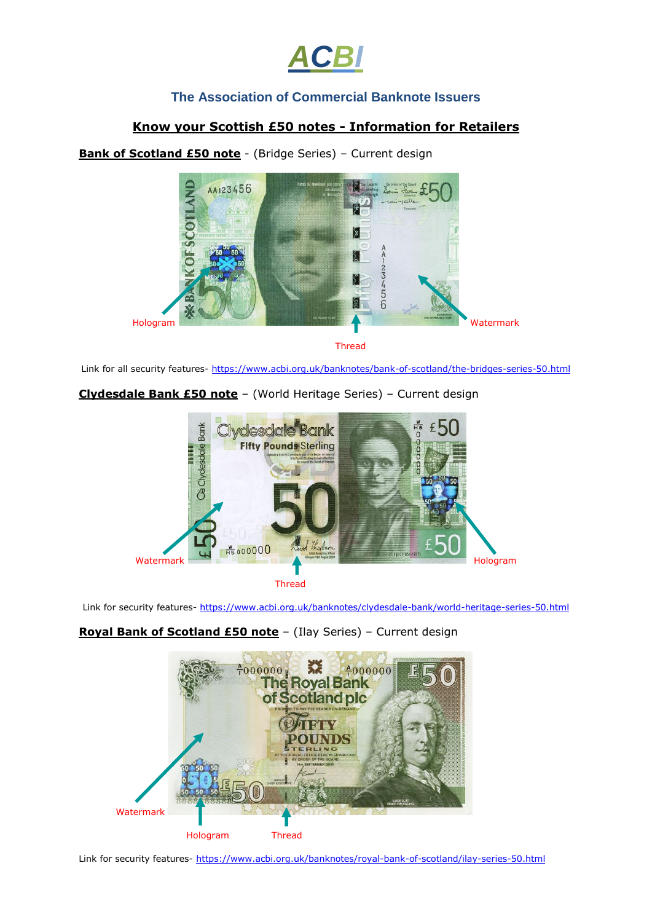# ACBI

## The Association of Commercial Banknote Issuers

### Know your Scottish £50 notes - Information for Retailers

**Bank of Scotland £50 note** - (Bridge Series) – Current design

Hologram

Watermark

Thread

Link for all security features- https://www.acbi.org.uk/banknotes/bank-of-scotland/the-bridges-series-50.html

**Clydesdale Bank £50 note** – (World Heritage Series) – Current design

Watermark

Hologram

Thread

Link for security features- https://www.acbi.org.uk/banknotes/clydesdale-bank/world-heritage-series-50.html

**Royal Bank of Scotland £50 note** – (Ilay Series) – Current design

Watermark

Hologram

Thread

Link for security features- https://www.acbi.org.uk/banknotes/royal-bank-of-scotland/ilay-series-50.html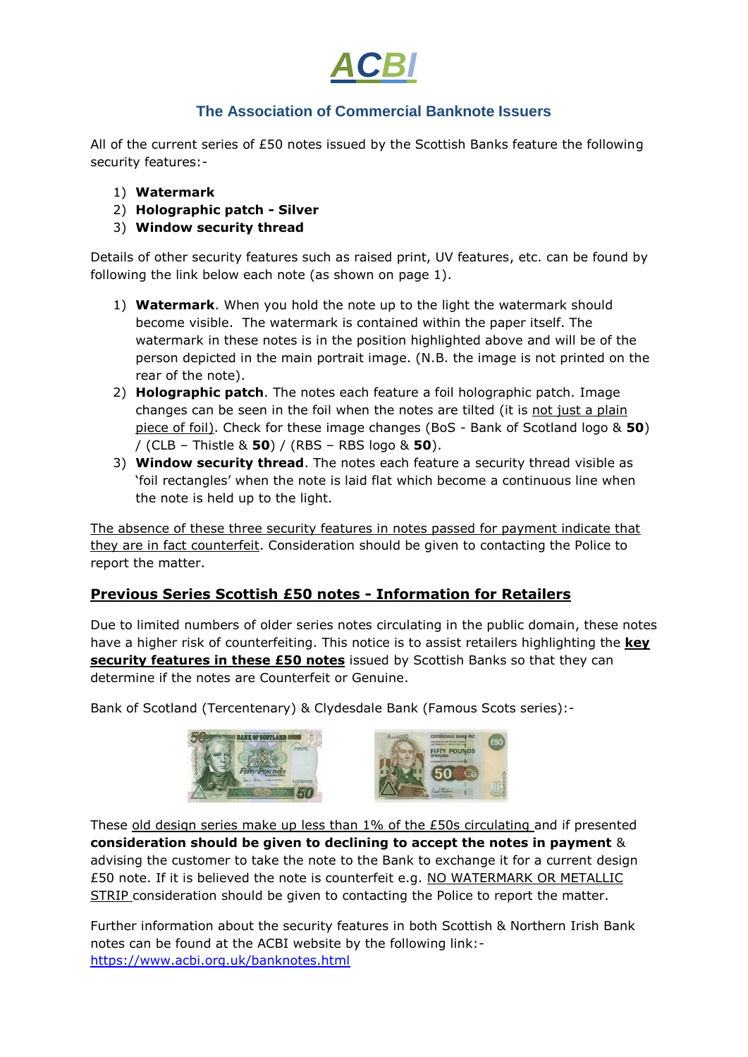# ACBI

## The Association of Commercial Banknote Issuers

All of the current series of £50 notes issued by the Scottish Banks feature the following security features:-

1) **Watermark**
2) **Holographic patch - Silver**
3) **Window security thread**

Details of other security features such as raised print, UV features, etc. can be found by following the link below each note (as shown on page 1).

1) **Watermark**. When you hold the note up to the light the watermark should become visible. The watermark is contained within the paper itself. The watermark in these notes is in the position highlighted above and will be of the person depicted in the main portrait image. (N.B. the image is not printed on the rear of the note).
2) **Holographic patch**. The notes each feature a foil holographic patch. Image changes can be seen in the foil when the notes are tilted (it is <u>not just a plain piece of foil</u>). Check for these image changes (BoS - Bank of Scotland logo & **50**) / (CLB – Thistle & **50**) / (RBS – RBS logo & **50**).
3) **Window security thread**. The notes each feature a security thread visible as 'foil rectangles' when the note is laid flat which become a continuous line when the note is held up to the light.

<u>The absence of these three security features in notes passed for payment indicate that they are in fact counterfeit</u>. Consideration should be given to contacting the Police to report the matter.

## <u>Previous Series Scottish £50 notes - Information for Retailers</u>

Due to limited numbers of older series notes circulating in the public domain, these notes have a higher risk of counterfeiting. This notice is to assist retailers highlighting the **<u>key security features in these £50 notes</u>** issued by Scottish Banks so that they can determine if the notes are Counterfeit or Genuine.

Bank of Scotland (Tercentenary) & Clydesdale Bank (Famous Scots series):-

These <u>old design series make up less than 1% of the £50s circulating</u> and if presented **consideration should be given to declining to accept the notes in payment** & advising the customer to take the note to the Bank to exchange it for a current design £50 note. If it is believed the note is counterfeit e.g. <u>NO WATERMARK OR METALLIC STRIP</u> consideration should be given to contacting the Police to report the matter.

Further information about the security features in both Scottish & Northern Irish Bank notes can be found at the ACBI website by the following link:-
[https://www.acbi.org.uk/banknotes.html](https://www.acbi.org.uk/banknotes.html)